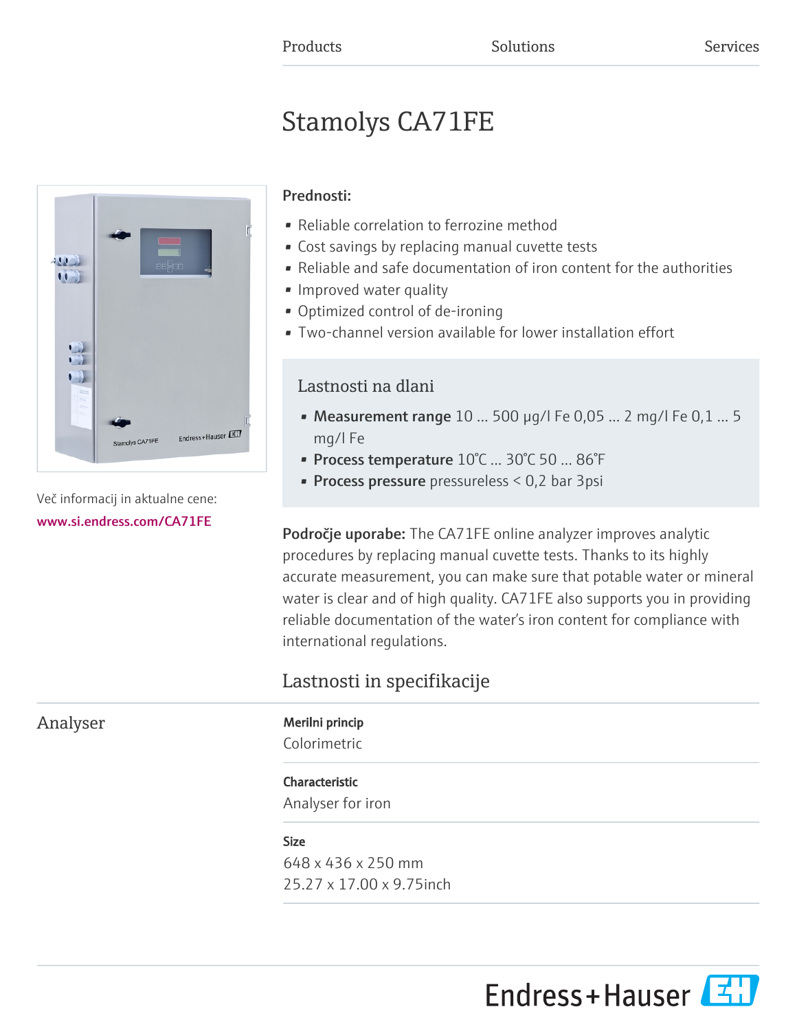Products Solutions Services

# Stamolys CA71FE

Več informacij in aktualne cene:
www.si.endress.com/CA71FE

**Prednosti:**

- Reliable correlation to ferrozine method
- Cost savings by replacing manual cuvette tests
- Reliable and safe documentation of iron content for the authorities
- Improved water quality
- Optimized control of de-ironing
- Two-channel version available for lower installation effort

## Lastnosti na dlani

- **Measurement range** 10 ... 500 µg/l Fe 0,05 ... 2 mg/l Fe 0,1 ... 5 mg/l Fe
- **Process temperature** 10°C ... 30°C 50 ... 86°F
- **Process pressure** pressureless < 0,2 bar 3psi

**Področje uporabe:** The CA71FE online analyzer improves analytic procedures by replacing manual cuvette tests. Thanks to its highly accurate measurement, you can make sure that potable water or mineral water is clear and of high quality. CA71FE also supports you in providing reliable documentation of the water's iron content for compliance with international regulations.

## Lastnosti in specifikacije

### Analyser

**Merilni princip**
Colorimetric

**Characteristic**
Analyser for iron

**Size**
648 x 436 x 250 mm
25.27 x 17.00 x 9.75inch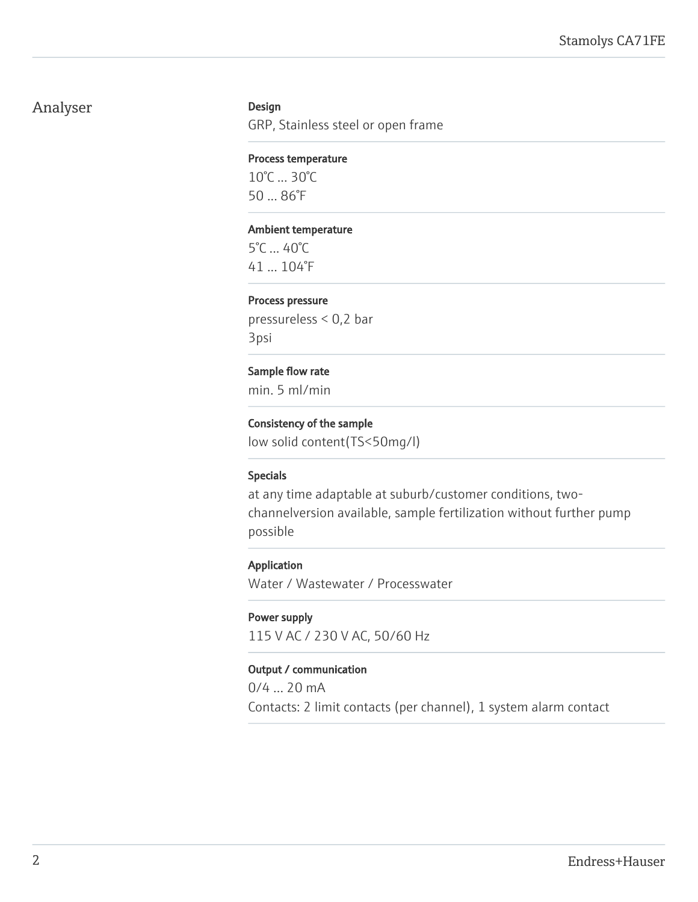## Analyser

### Design

GRP, Stainless steel or open frame

### Process temperature

10°C ... 30°C
50 ... 86°F

### Ambient temperature

5°C ... 40°C
41 ... 104°F

### Process pressure

pressureless < 0,2 bar
3psi

### Sample flow rate

min. 5 ml/min

### Consistency of the sample

low solid content(TS<50mg/l)

### Specials

at any time adaptable at suburb/customer conditions, two-channelversion available, sample fertilization without further pump possible

### Application

Water / Wastewater / Processwater

### Power supply

115 V AC / 230 V AC, 50/60 Hz

### Output / communication

0/4 ... 20 mA
Contacts: 2 limit contacts (per channel), 1 system alarm contact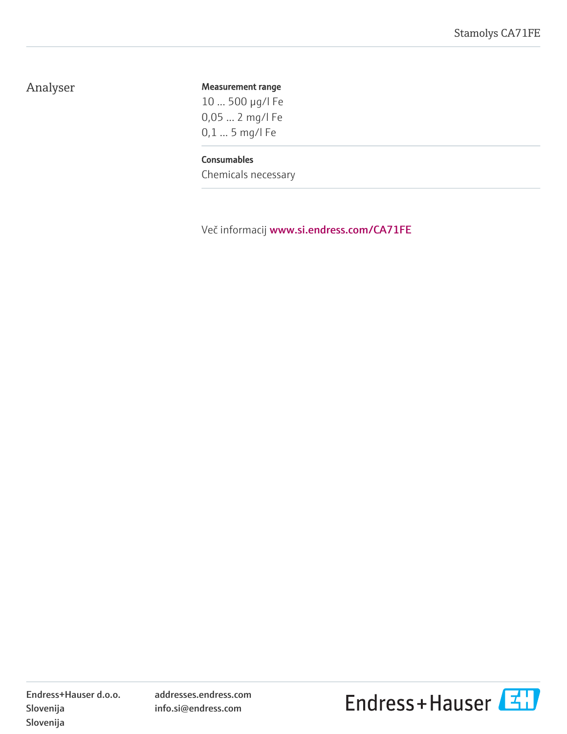## Analyser

**Measurement range**

10 ... 500 µg/l Fe
0,05 ... 2 mg/l Fe
0,1 ... 5 mg/l Fe

**Consumables**

Chemicals necessary

Več informacij www.si.endress.com/CA71FE

Endress+Hauser d.o.o.
Slovenija
Slovenija

addresses.endress.com
info.si@endress.com

Endress+Hauser